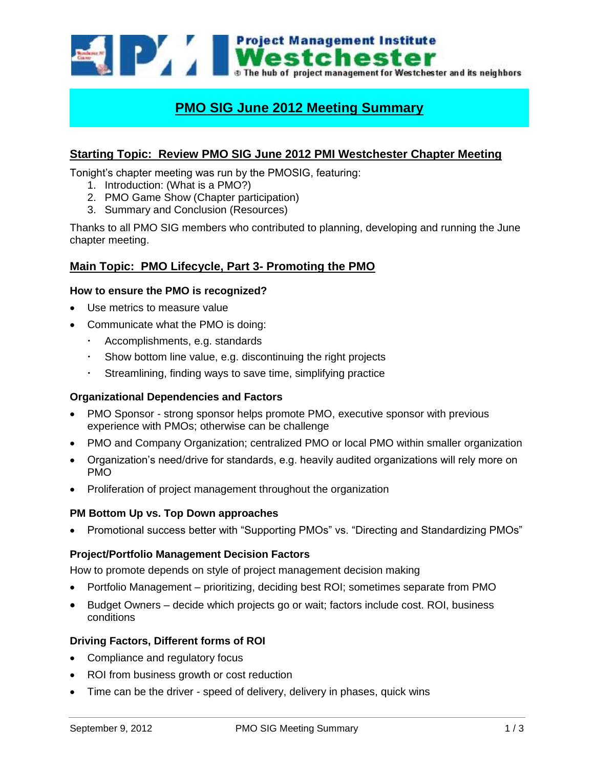Project Management Institute
Westchester
The hub of project management for Westchester and its neighbors

# PMO SIG June 2012 Meeting Summary

## Starting Topic: Review PMO SIG June 2012 PMI Westchester Chapter Meeting

Tonight's chapter meeting was run by the PMOSIG, featuring:

1. Introduction: (What is a PMO?)
2. PMO Game Show (Chapter participation)
3. Summary and Conclusion (Resources)

Thanks to all PMO SIG members who contributed to planning, developing and running the June chapter meeting.

## Main Topic: PMO Lifecycle, Part 3- Promoting the PMO

### How to ensure the PMO is recognized?

- Use metrics to measure value
- Communicate what the PMO is doing:
  - Accomplishments, e.g. standards
  - Show bottom line value, e.g. discontinuing the right projects
  - Streamlining, finding ways to save time, simplifying practice

### Organizational Dependencies and Factors

- PMO Sponsor - strong sponsor helps promote PMO, executive sponsor with previous experience with PMOs; otherwise can be challenge
- PMO and Company Organization; centralized PMO or local PMO within smaller organization
- Organization's need/drive for standards, e.g. heavily audited organizations will rely more on PMO
- Proliferation of project management throughout the organization

### PM Bottom Up vs. Top Down approaches

- Promotional success better with "Supporting PMOs" vs. "Directing and Standardizing PMOs"

### Project/Portfolio Management Decision Factors

How to promote depends on style of project management decision making

- Portfolio Management – prioritizing, deciding best ROI; sometimes separate from PMO
- Budget Owners – decide which projects go or wait; factors include cost. ROI, business conditions

### Driving Factors, Different forms of ROI

- Compliance and regulatory focus
- ROI from business growth or cost reduction
- Time can be the driver - speed of delivery, delivery in phases, quick wins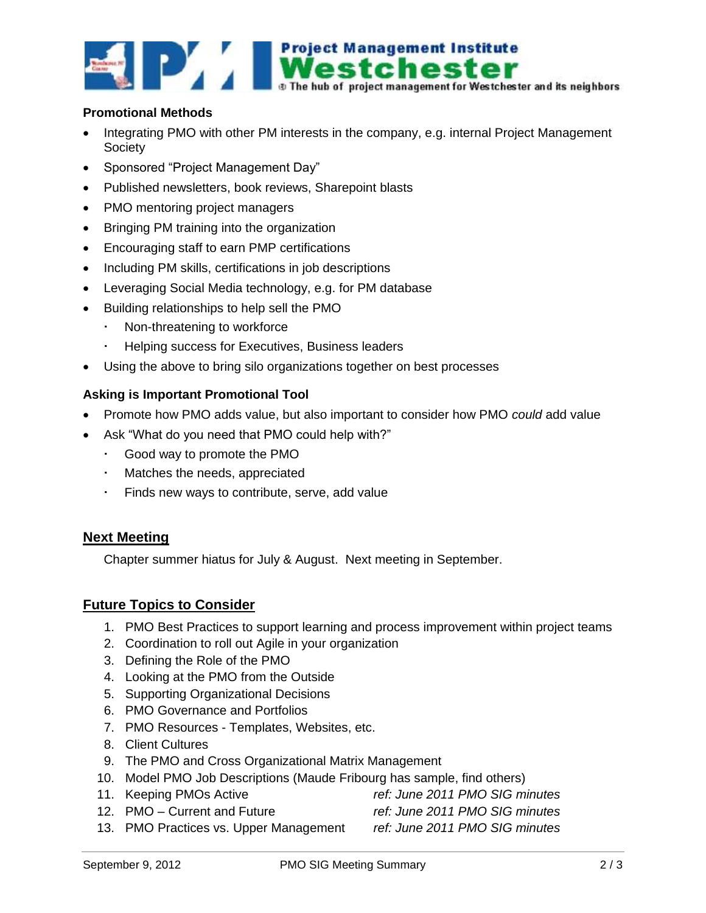### Promotional Methods

- Integrating PMO with other PM interests in the company, e.g. internal Project Management Society
- Sponsored "Project Management Day"
- Published newsletters, book reviews, Sharepoint blasts
- PMO mentoring project managers
- Bringing PM training into the organization
- Encouraging staff to earn PMP certifications
- Including PM skills, certifications in job descriptions
- Leveraging Social Media technology, e.g. for PM database
- Building relationships to help sell the PMO
  - Non-threatening to workforce
  - Helping success for Executives, Business leaders
- Using the above to bring silo organizations together on best processes

### Asking is Important Promotional Tool

- Promote how PMO adds value, but also important to consider how PMO *could* add value
- Ask "What do you need that PMO could help with?"
  - Good way to promote the PMO
  - Matches the needs, appreciated
  - Finds new ways to contribute, serve, add value

## Next Meeting

Chapter summer hiatus for July & August. Next meeting in September.

## Future Topics to Consider

1. PMO Best Practices to support learning and process improvement within project teams
2. Coordination to roll out Agile in your organization
3. Defining the Role of the PMO
4. Looking at the PMO from the Outside
5. Supporting Organizational Decisions
6. PMO Governance and Portfolios
7. PMO Resources - Templates, Websites, etc.
8. Client Cultures
9. The PMO and Cross Organizational Matrix Management
10. Model PMO Job Descriptions (Maude Fribourg has sample, find others)
11. Keeping PMOs Active *ref: June 2011 PMO SIG minutes*
12. PMO – Current and Future *ref: June 2011 PMO SIG minutes*
13. PMO Practices vs. Upper Management *ref: June 2011 PMO SIG minutes*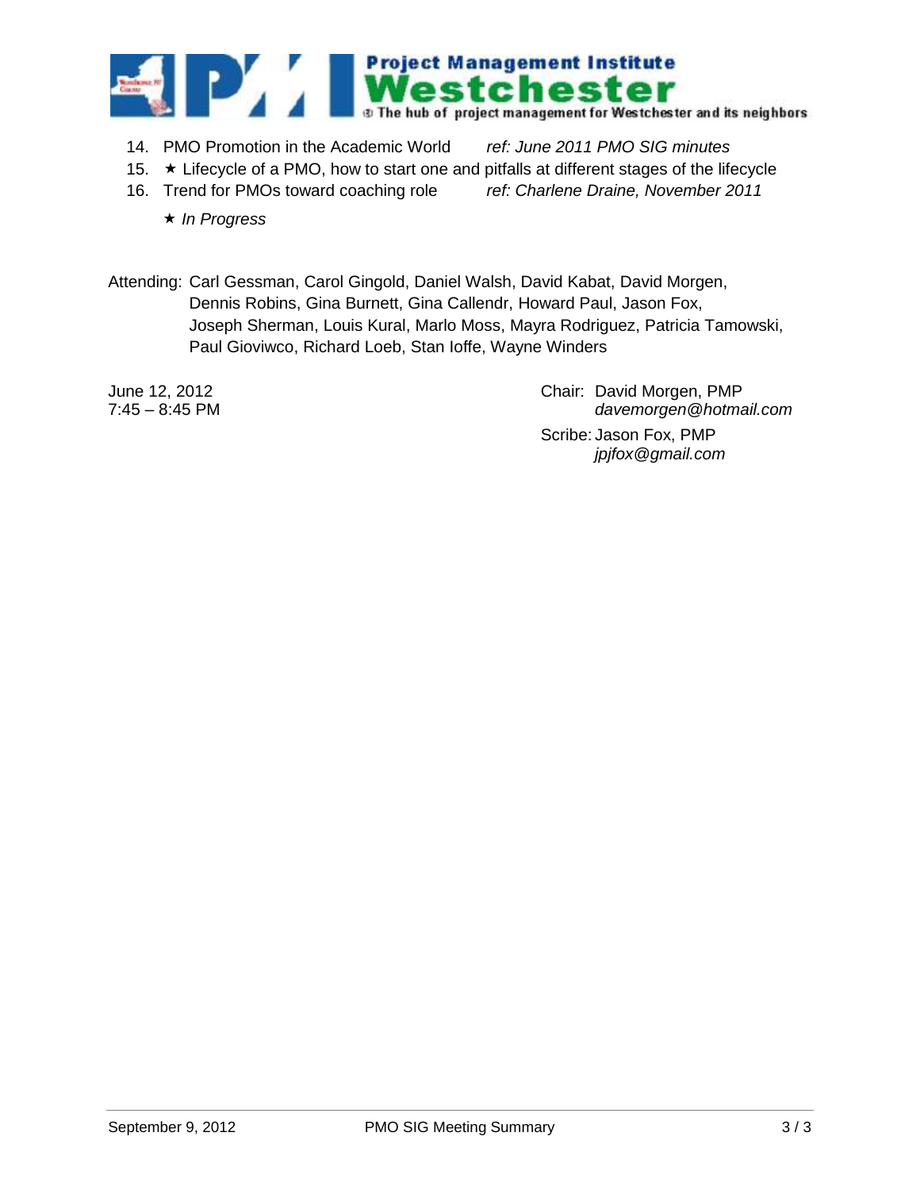14. PMO Promotion in the Academic World *ref: June 2011 PMO SIG minutes*
15. ★ Lifecycle of a PMO, how to start one and pitfalls at different stages of the lifecycle
16. Trend for PMOs toward coaching role *ref: Charlene Draine, November 2011*

★ *In Progress*

Attending: Carl Gessman, Carol Gingold, Daniel Walsh, David Kabat, David Morgen, Dennis Robins, Gina Burnett, Gina Callendr, Howard Paul, Jason Fox, Joseph Sherman, Louis Kural, Marlo Moss, Mayra Rodriguez, Patricia Tamowski, Paul Gioviwco, Richard Loeb, Stan Ioffe, Wayne Winders

June 12, 2012
7:45 – 8:45 PM

Chair: David Morgen, PMP
*davemorgen@hotmail.com*

Scribe: Jason Fox, PMP
*jpjfox@gmail.com*